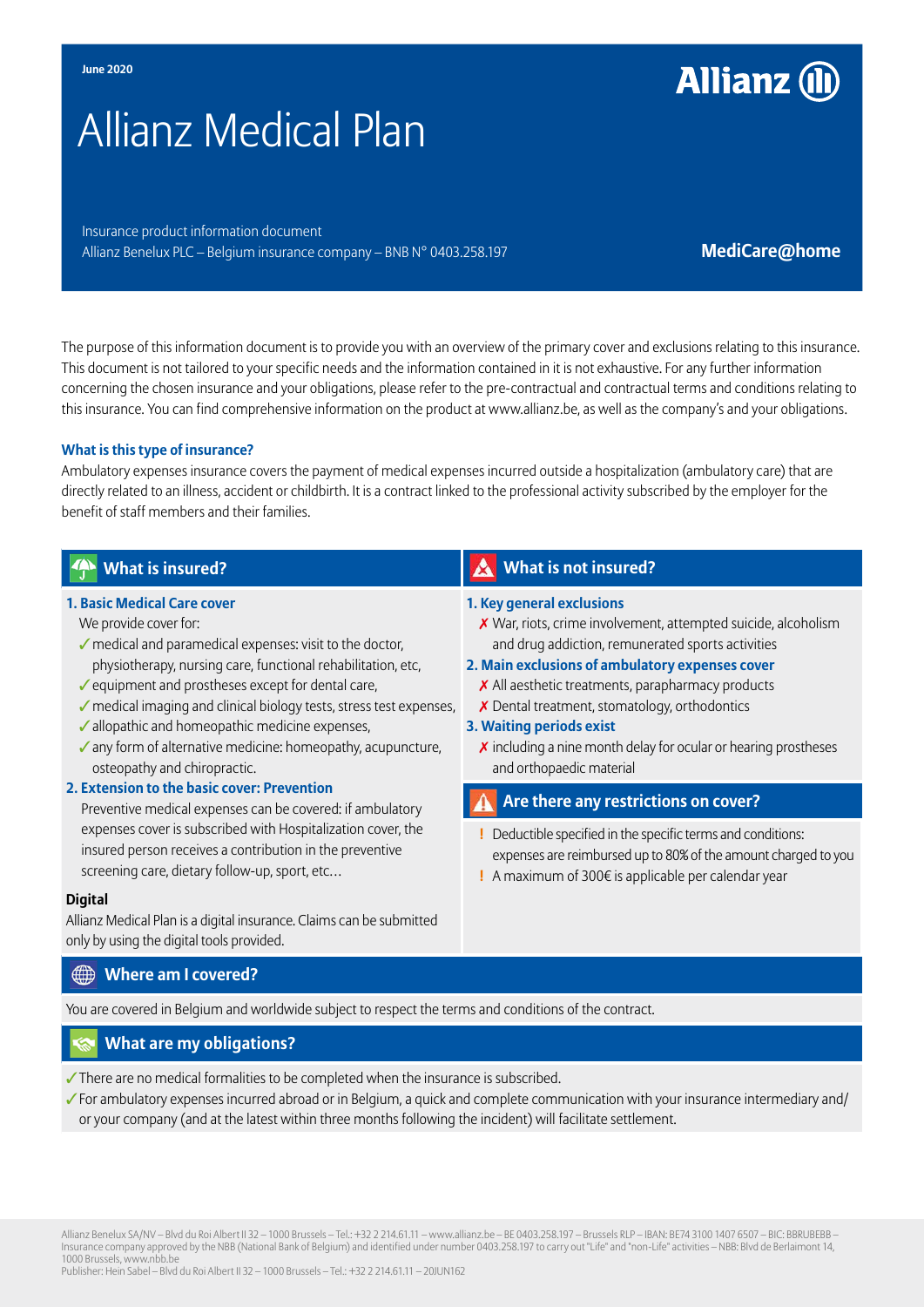June 2020

# Allianz Medical Plan

Allianz

Insurance product information document
Allianz Benelux PLC – Belgium insurance company – BNB N° 0403.258.197

**MediCare@home**

The purpose of this information document is to provide you with an overview of the primary cover and exclusions relating to this insurance. This document is not tailored to your specific needs and the information contained in it is not exhaustive. For any further information concerning the chosen insurance and your obligations, please refer to the pre-contractual and contractual terms and conditions relating to this insurance. You can find comprehensive information on the product at www.allianz.be, as well as the company's and your obligations.

### What is this type of insurance?

Ambulatory expenses insurance covers the payment of medical expenses incurred outside a hospitalization (ambulatory care) that are directly related to an illness, accident or childbirth. It is a contract linked to the professional activity subscribed by the employer for the benefit of staff members and their families.

## What is insured?

**1. Basic Medical Care cover**

We provide cover for:

- ✓ medical and paramedical expenses: visit to the doctor, physiotherapy, nursing care, functional rehabilitation, etc,
- ✓ equipment and prostheses except for dental care,
- ✓ medical imaging and clinical biology tests, stress test expenses,
- ✓ allopathic and homeopathic medicine expenses,
- ✓ any form of alternative medicine: homeopathy, acupuncture, osteopathy and chiropractic.

**2. Extension to the basic cover: Prevention**

Preventive medical expenses can be covered: if ambulatory expenses cover is subscribed with Hospitalization cover, the insured person receives a contribution in the preventive screening care, dietary follow-up, sport, etc…

**Digital**

Allianz Medical Plan is a digital insurance. Claims can be submitted only by using the digital tools provided.

## What is not insured?

**1. Key general exclusions**

- ✗ War, riots, crime involvement, attempted suicide, alcoholism and drug addiction, remunerated sports activities

**2. Main exclusions of ambulatory expenses cover**

- ✗ All aesthetic treatments, parapharmacy products
- ✗ Dental treatment, stomatology, orthodontics

**3. Waiting periods exist**

- ✗ including a nine month delay for ocular or hearing prostheses and orthopaedic material

## Are there any restrictions on cover?

- ! Deductible specified in the specific terms and conditions: expenses are reimbursed up to 80% of the amount charged to you
- ! A maximum of 300€ is applicable per calendar year

## Where am I covered?

You are covered in Belgium and worldwide subject to respect the terms and conditions of the contract.

## What are my obligations?

- ✓ There are no medical formalities to be completed when the insurance is subscribed.
- ✓ For ambulatory expenses incurred abroad or in Belgium, a quick and complete communication with your insurance intermediary and/ or your company (and at the latest within three months following the incident) will facilitate settlement.

Allianz Benelux SA/NV – Blvd du Roi Albert II 32 – 1000 Brussels – Tel.: +32 2 214.61.11 – www.allianz.be – BE 0403.258.197 – Brussels RLP – IBAN: BE74 3100 1407 6507 – BIC: BBRUBEBB – Insurance company approved by the NBB (National Bank of Belgium) and identified under number 0403.258.197 to carry out "Life" and "non-Life" activities – NBB: Blvd de Berlaimont 14, 1000 Brussels, www.nbb.be
Publisher: Hein Sabel – Blvd du Roi Albert II 32 – 1000 Brussels – Tel.: +32 2 214.61.11 – 20JUN162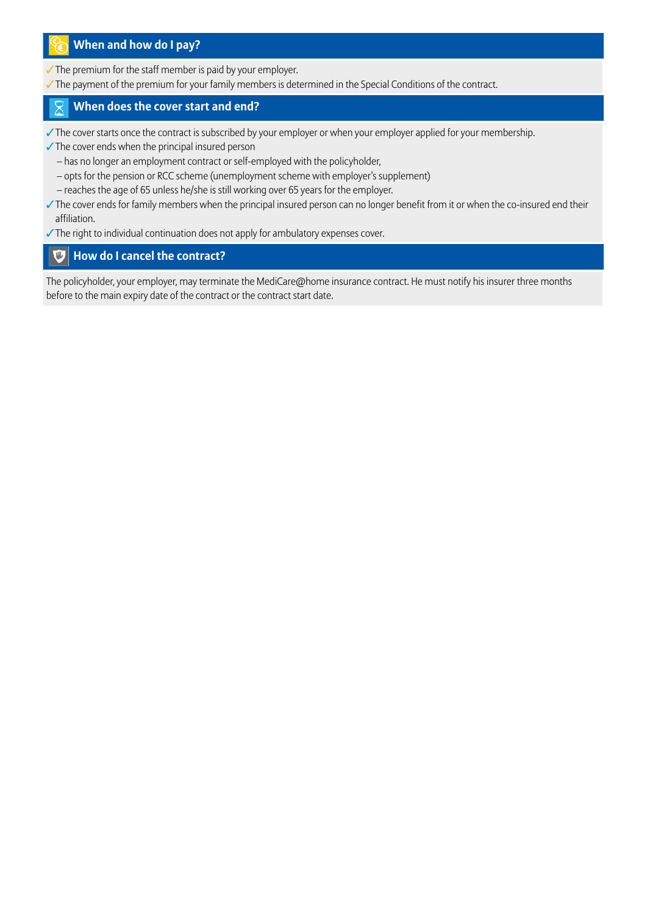## When and how do I pay?

✓ The premium for the staff member is paid by your employer.
✓ The payment of the premium for your family members is determined in the Special Conditions of the contract.

## When does the cover start and end?

✓ The cover starts once the contract is subscribed by your employer or when your employer applied for your membership.
✓ The cover ends when the principal insured person
  – has no longer an employment contract or self-employed with the policyholder,
  – opts for the pension or RCC scheme (unemployment scheme with employer's supplement)
  – reaches the age of 65 unless he/she is still working over 65 years for the employer.
✓ The cover ends for family members when the principal insured person can no longer benefit from it or when the co-insured end their affiliation.
✓ The right to individual continuation does not apply for ambulatory expenses cover.

## How do I cancel the contract?

The policyholder, your employer, may terminate the MediCare@home insurance contract. He must notify his insurer three months before to the main expiry date of the contract or the contract start date.